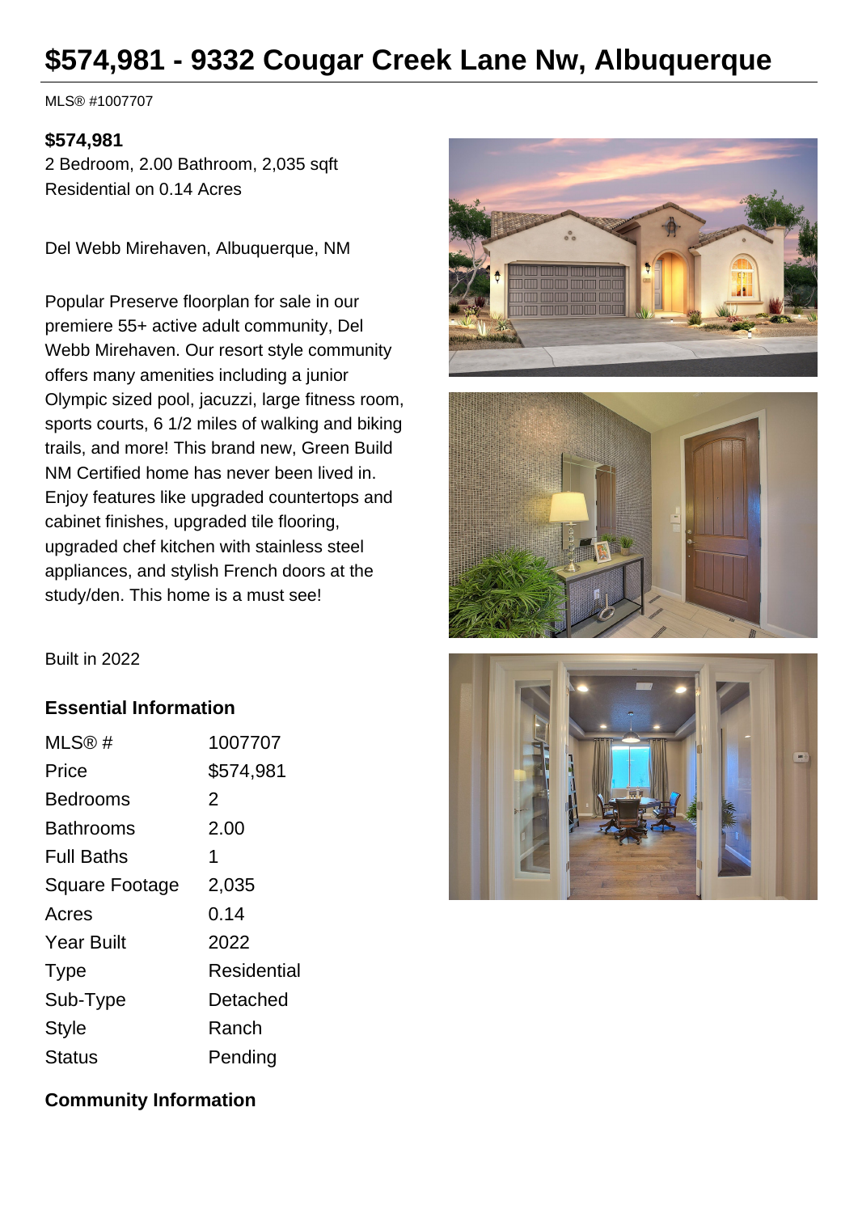# $574,981 - 9332 Cougar Creek Lane Nw, Albuquerque

MLS® #1007707

**$574,981**

2 Bedroom, 2.00 Bathroom, 2,035 sqft

Residential on 0.14 Acres

Del Webb Mirehaven, Albuquerque, NM

Popular Preserve floorplan for sale in our premiere 55+ active adult community, Del Webb Mirehaven. Our resort style community offers many amenities including a junior Olympic sized pool, jacuzzi, large fitness room, sports courts, 6 1/2 miles of walking and biking trails, and more! This brand new, Green Build NM Certified home has never been lived in. Enjoy features like upgraded countertops and cabinet finishes, upgraded tile flooring, upgraded chef kitchen with stainless steel appliances, and stylish French doors at the study/den. This home is a must see!

Built in 2022

### Essential Information

| | |
|---|---|
| MLS® # | 1007707 |
| Price | $574,981 |
| Bedrooms | 2 |
| Bathrooms | 2.00 |
| Full Baths | 1 |
| Square Footage | 2,035 |
| Acres | 0.14 |
| Year Built | 2022 |
| Type | Residential |
| Sub-Type | Detached |
| Style | Ranch |
| Status | Pending |

### Community Information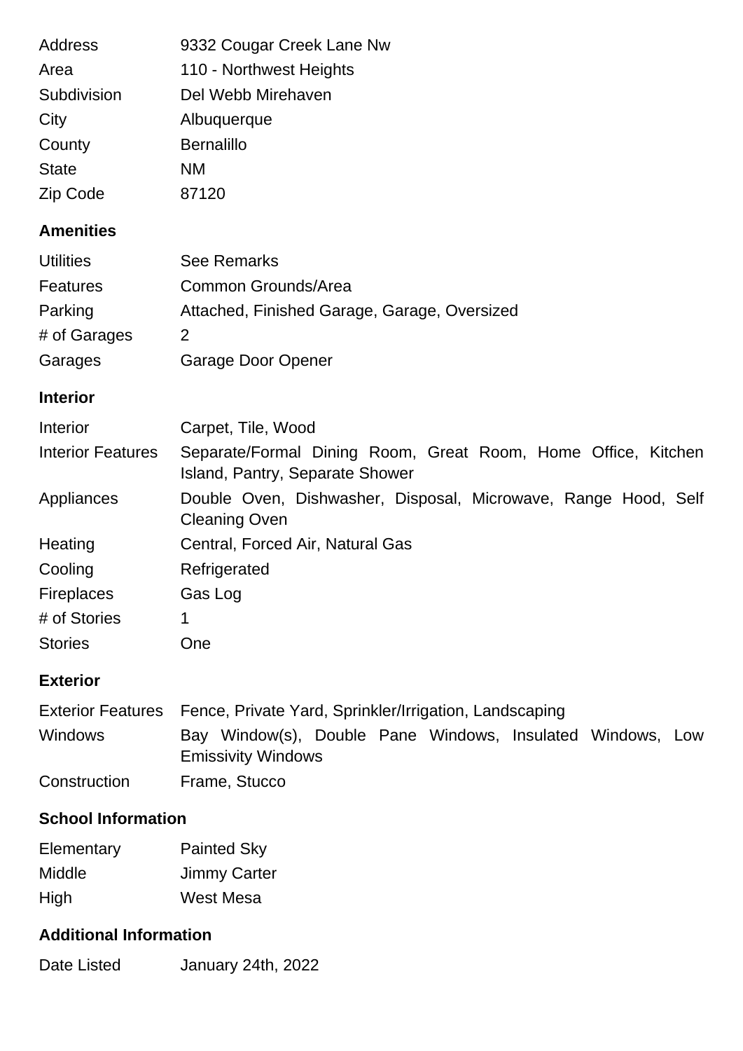| | |
|---|---|
| Address | 9332 Cougar Creek Lane Nw |
| Area | 110 - Northwest Heights |
| Subdivision | Del Webb Mirehaven |
| City | Albuquerque |
| County | Bernalillo |
| State | NM |
| Zip Code | 87120 |

### Amenities

| | |
|---|---|
| Utilities | See Remarks |
| Features | Common Grounds/Area |
| Parking | Attached, Finished Garage, Garage, Oversized |
| # of Garages | 2 |
| Garages | Garage Door Opener |

### Interior

| | |
|---|---|
| Interior | Carpet, Tile, Wood |
| Interior Features | Separate/Formal Dining Room, Great Room, Home Office, Kitchen Island, Pantry, Separate Shower |
| Appliances | Double Oven, Dishwasher, Disposal, Microwave, Range Hood, Self Cleaning Oven |
| Heating | Central, Forced Air, Natural Gas |
| Cooling | Refrigerated |
| Fireplaces | Gas Log |
| # of Stories | 1 |
| Stories | One |

### Exterior

| | |
|---|---|
| Exterior Features | Fence, Private Yard, Sprinkler/Irrigation, Landscaping |
| Windows | Bay Window(s), Double Pane Windows, Insulated Windows, Low Emissivity Windows |
| Construction | Frame, Stucco |

### School Information

| | |
|---|---|
| Elementary | Painted Sky |
| Middle | Jimmy Carter |
| High | West Mesa |

### Additional Information

| | |
|---|---|
| Date Listed | January 24th, 2022 |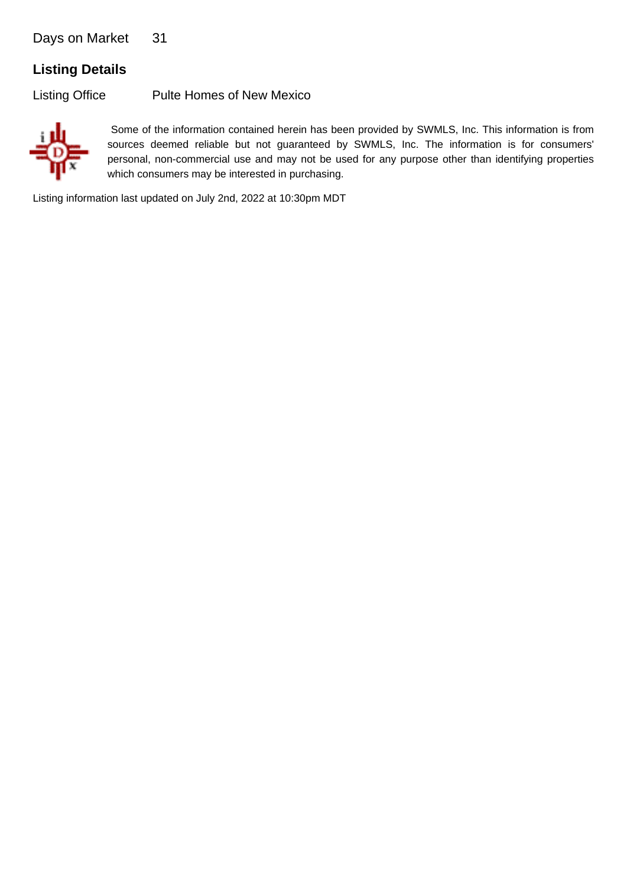Days on Market 31

## Listing Details

Listing Office Pulte Homes of New Mexico

Some of the information contained herein has been provided by SWMLS, Inc. This information is from sources deemed reliable but not guaranteed by SWMLS, Inc. The information is for consumers' personal, non-commercial use and may not be used for any purpose other than identifying properties which consumers may be interested in purchasing.

Listing information last updated on July 2nd, 2022 at 10:30pm MDT